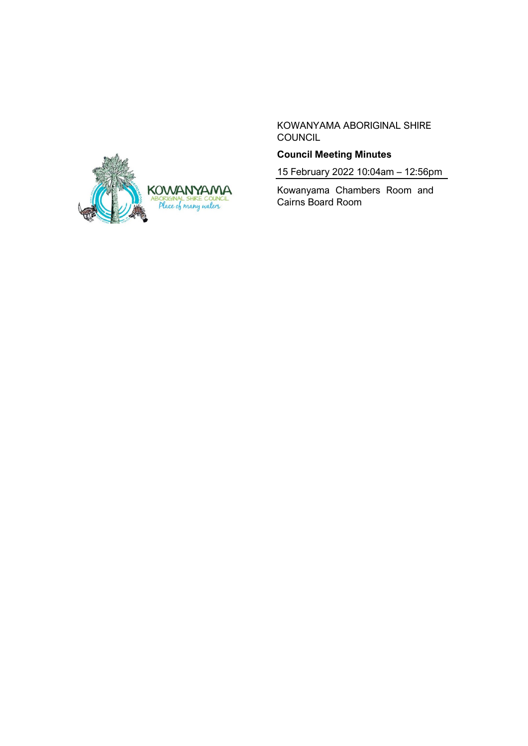KOWANYAMA ABORIGINAL SHIRE COUNCIL

**Council Meeting Minutes**

15 February 2022 10:04am – 12:56pm

Kowanyama Chambers Room and Cairns Board Room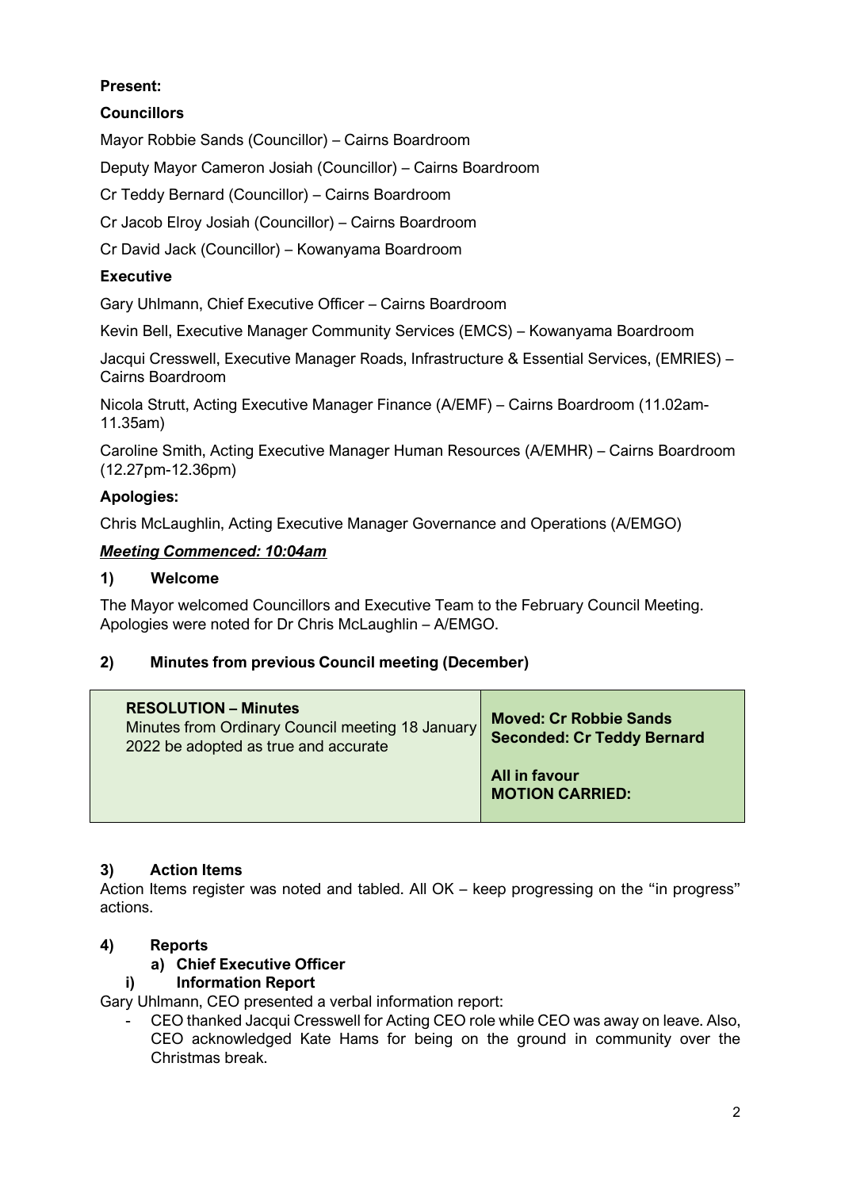**Present:**

**Councillors**

Mayor Robbie Sands (Councillor) – Cairns Boardroom

Deputy Mayor Cameron Josiah (Councillor) – Cairns Boardroom

Cr Teddy Bernard (Councillor) – Cairns Boardroom

Cr Jacob Elroy Josiah (Councillor) – Cairns Boardroom

Cr David Jack (Councillor) – Kowanyama Boardroom

**Executive**

Gary Uhlmann, Chief Executive Officer – Cairns Boardroom

Kevin Bell, Executive Manager Community Services (EMCS) – Kowanyama Boardroom

Jacqui Cresswell, Executive Manager Roads, Infrastructure & Essential Services, (EMRIES) – Cairns Boardroom

Nicola Strutt, Acting Executive Manager Finance (A/EMF) – Cairns Boardroom (11.02am-11.35am)

Caroline Smith, Acting Executive Manager Human Resources (A/EMHR) – Cairns Boardroom (12.27pm-12.36pm)

**Apologies:**

Chris McLaughlin, Acting Executive Manager Governance and Operations (A/EMGO)

***Meeting Commenced: 10:04am***

## 1) Welcome

The Mayor welcomed Councillors and Executive Team to the February Council Meeting. Apologies were noted for Dr Chris McLaughlin – A/EMGO.

## 2) Minutes from previous Council meeting (December)

| **RESOLUTION – Minutes**<br>Minutes from Ordinary Council meeting 18 January 2022 be adopted as true and accurate | **Moved: Cr Robbie Sands**<br>**Seconded: Cr Teddy Bernard**<br><br>**All in favour**<br>**MOTION CARRIED:** |
|---|---|

## 3) Action Items

Action Items register was noted and tabled. All OK – keep progressing on the "in progress" actions.

## 4) Reports

### a) Chief Executive Officer

#### i) Information Report

Gary Uhlmann, CEO presented a verbal information report:

- CEO thanked Jacqui Cresswell for Acting CEO role while CEO was away on leave. Also, CEO acknowledged Kate Hams for being on the ground in community over the Christmas break.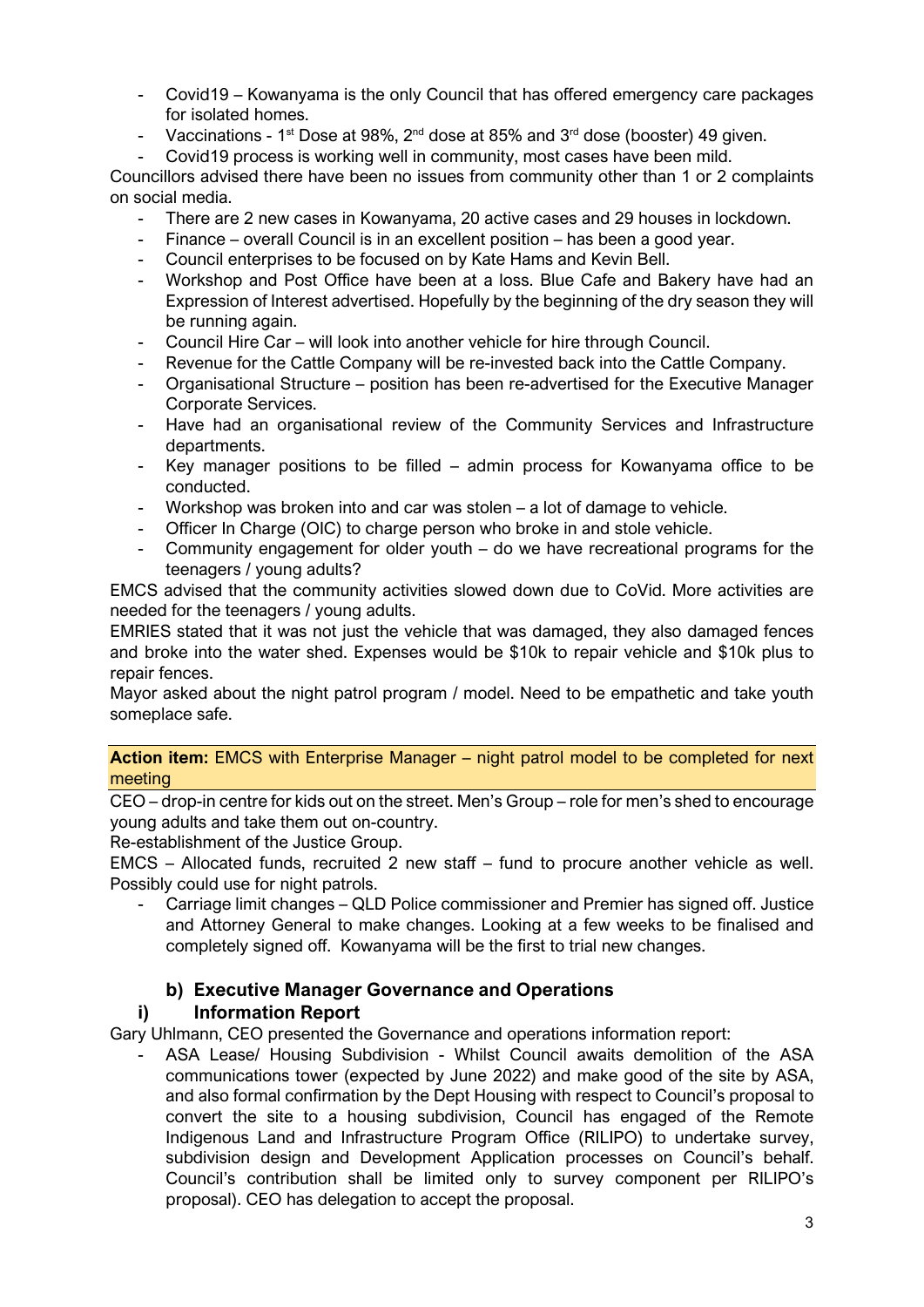- Covid19 – Kowanyama is the only Council that has offered emergency care packages for isolated homes.
- Vaccinations - 1st Dose at 98%, 2nd dose at 85% and 3rd dose (booster) 49 given.
- Covid19 process is working well in community, most cases have been mild.

Councillors advised there have been no issues from community other than 1 or 2 complaints on social media.

- There are 2 new cases in Kowanyama, 20 active cases and 29 houses in lockdown.
- Finance – overall Council is in an excellent position – has been a good year.
- Council enterprises to be focused on by Kate Hams and Kevin Bell.
- Workshop and Post Office have been at a loss. Blue Cafe and Bakery have had an Expression of Interest advertised. Hopefully by the beginning of the dry season they will be running again.
- Council Hire Car – will look into another vehicle for hire through Council.
- Revenue for the Cattle Company will be re-invested back into the Cattle Company.
- Organisational Structure – position has been re-advertised for the Executive Manager Corporate Services.
- Have had an organisational review of the Community Services and Infrastructure departments.
- Key manager positions to be filled – admin process for Kowanyama office to be conducted.
- Workshop was broken into and car was stolen – a lot of damage to vehicle.
- Officer In Charge (OIC) to charge person who broke in and stole vehicle.
- Community engagement for older youth – do we have recreational programs for the teenagers / young adults?

EMCS advised that the community activities slowed down due to CoVid. More activities are needed for the teenagers / young adults.

EMRIES stated that it was not just the vehicle that was damaged, they also damaged fences and broke into the water shed. Expenses would be $10k to repair vehicle and $10k plus to repair fences.

Mayor asked about the night patrol program / model. Need to be empathetic and take youth someplace safe.

**Action item:** EMCS with Enterprise Manager – night patrol model to be completed for next meeting

CEO – drop-in centre for kids out on the street. Men's Group – role for men's shed to encourage young adults and take them out on-country.

Re-establishment of the Justice Group.

EMCS – Allocated funds, recruited 2 new staff – fund to procure another vehicle as well. Possibly could use for night patrols.

- Carriage limit changes – QLD Police commissioner and Premier has signed off. Justice and Attorney General to make changes. Looking at a few weeks to be finalised and completely signed off. Kowanyama will be the first to trial new changes.

### b) Executive Manager Governance and Operations

### i) Information Report

Gary Uhlmann, CEO presented the Governance and operations information report:

- ASA Lease/ Housing Subdivision - Whilst Council awaits demolition of the ASA communications tower (expected by June 2022) and make good of the site by ASA, and also formal confirmation by the Dept Housing with respect to Council's proposal to convert the site to a housing subdivision, Council has engaged of the Remote Indigenous Land and Infrastructure Program Office (RILIPO) to undertake survey, subdivision design and Development Application processes on Council's behalf. Council's contribution shall be limited only to survey component per RILIPO's proposal). CEO has delegation to accept the proposal.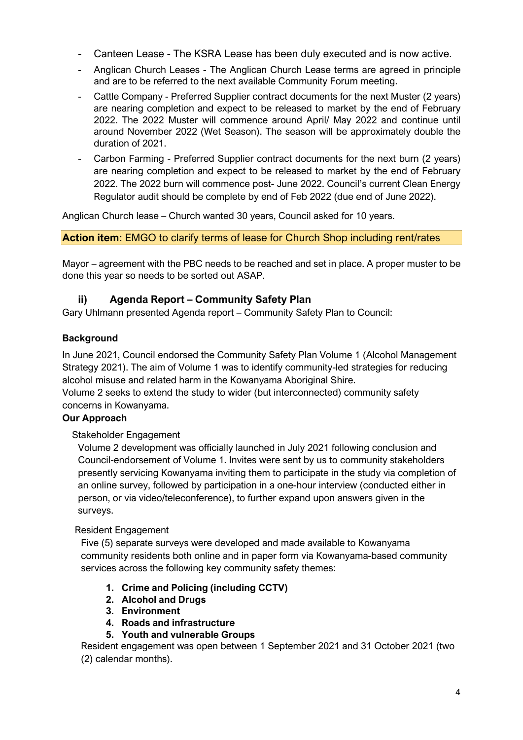- Canteen Lease - The KSRA Lease has been duly executed and is now active.
- Anglican Church Leases - The Anglican Church Lease terms are agreed in principle and are to be referred to the next available Community Forum meeting.
- Cattle Company - Preferred Supplier contract documents for the next Muster (2 years) are nearing completion and expect to be released to market by the end of February 2022. The 2022 Muster will commence around April/ May 2022 and continue until around November 2022 (Wet Season). The season will be approximately double the duration of 2021.
- Carbon Farming - Preferred Supplier contract documents for the next burn (2 years) are nearing completion and expect to be released to market by the end of February 2022. The 2022 burn will commence post- June 2022. Council's current Clean Energy Regulator audit should be complete by end of Feb 2022 (due end of June 2022).

Anglican Church lease – Church wanted 30 years, Council asked for 10 years.

**Action item:** EMGO to clarify terms of lease for Church Shop including rent/rates

Mayor – agreement with the PBC needs to be reached and set in place. A proper muster to be done this year so needs to be sorted out ASAP.

### ii) Agenda Report – Community Safety Plan

Gary Uhlmann presented Agenda report – Community Safety Plan to Council:

**Background**

In June 2021, Council endorsed the Community Safety Plan Volume 1 (Alcohol Management Strategy 2021). The aim of Volume 1 was to identify community-led strategies for reducing alcohol misuse and related harm in the Kowanyama Aboriginal Shire.
Volume 2 seeks to extend the study to wider (but interconnected) community safety concerns in Kowanyama.

**Our Approach**

Stakeholder Engagement

Volume 2 development was officially launched in July 2021 following conclusion and Council-endorsement of Volume 1. Invites were sent by us to community stakeholders presently servicing Kowanyama inviting them to participate in the study via completion of an online survey, followed by participation in a one-hour interview (conducted either in person, or via video/teleconference), to further expand upon answers given in the surveys.

Resident Engagement

Five (5) separate surveys were developed and made available to Kowanyama community residents both online and in paper form via Kowanyama-based community services across the following key community safety themes:

1. **Crime and Policing (including CCTV)**
2. **Alcohol and Drugs**
3. **Environment**
4. **Roads and infrastructure**
5. **Youth and vulnerable Groups**

Resident engagement was open between 1 September 2021 and 31 October 2021 (two (2) calendar months).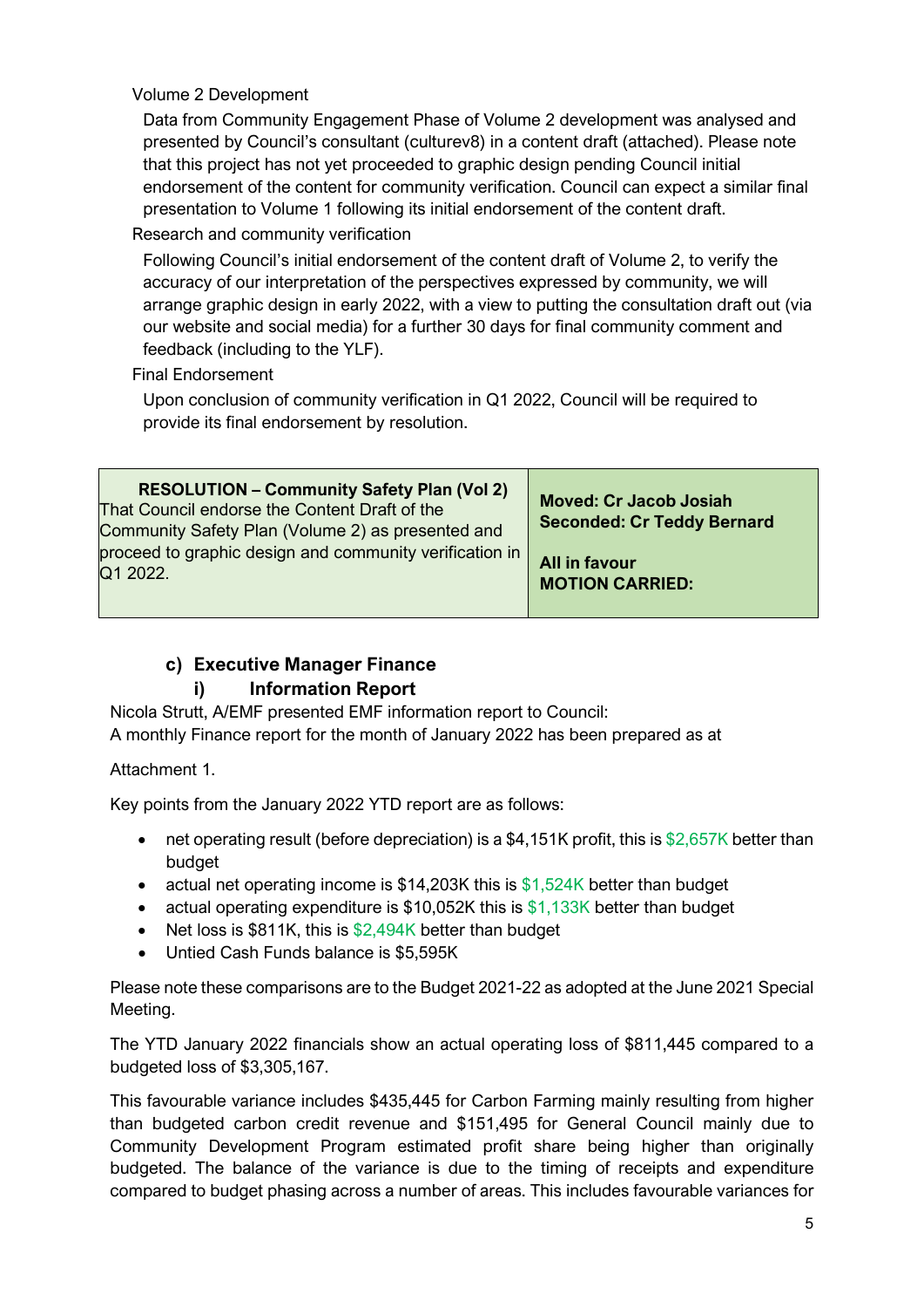Volume 2 Development

Data from Community Engagement Phase of Volume 2 development was analysed and presented by Council's consultant (culturev8) in a content draft (attached). Please note that this project has not yet proceeded to graphic design pending Council initial endorsement of the content for community verification. Council can expect a similar final presentation to Volume 1 following its initial endorsement of the content draft.

Research and community verification

Following Council's initial endorsement of the content draft of Volume 2, to verify the accuracy of our interpretation of the perspectives expressed by community, we will arrange graphic design in early 2022, with a view to putting the consultation draft out (via our website and social media) for a further 30 days for final community comment and feedback (including to the YLF).

Final Endorsement

Upon conclusion of community verification in Q1 2022, Council will be required to provide its final endorsement by resolution.

| **RESOLUTION – Community Safety Plan (Vol 2)**<br>That Council endorse the Content Draft of the Community Safety Plan (Volume 2) as presented and proceed to graphic design and community verification in Q1 2022. | **Moved: Cr Jacob Josiah**<br>**Seconded: Cr Teddy Bernard**<br><br>**All in favour**<br>**MOTION CARRIED:** |
|---|---|

### c) Executive Manager Finance

#### i) Information Report

Nicola Strutt, A/EMF presented EMF information report to Council:
A monthly Finance report for the month of January 2022 has been prepared as at

Attachment 1.

Key points from the January 2022 YTD report are as follows:

- net operating result (before depreciation) is a $4,151K profit, this is $2,657K better than budget
- actual net operating income is $14,203K this is $1,524K better than budget
- actual operating expenditure is $10,052K this is $1,133K better than budget
- Net loss is $811K, this is $2,494K better than budget
- Untied Cash Funds balance is $5,595K

Please note these comparisons are to the Budget 2021-22 as adopted at the June 2021 Special Meeting.

The YTD January 2022 financials show an actual operating loss of $811,445 compared to a budgeted loss of $3,305,167.

This favourable variance includes $435,445 for Carbon Farming mainly resulting from higher than budgeted carbon credit revenue and $151,495 for General Council mainly due to Community Development Program estimated profit share being higher than originally budgeted. The balance of the variance is due to the timing of receipts and expenditure compared to budget phasing across a number of areas. This includes favourable variances for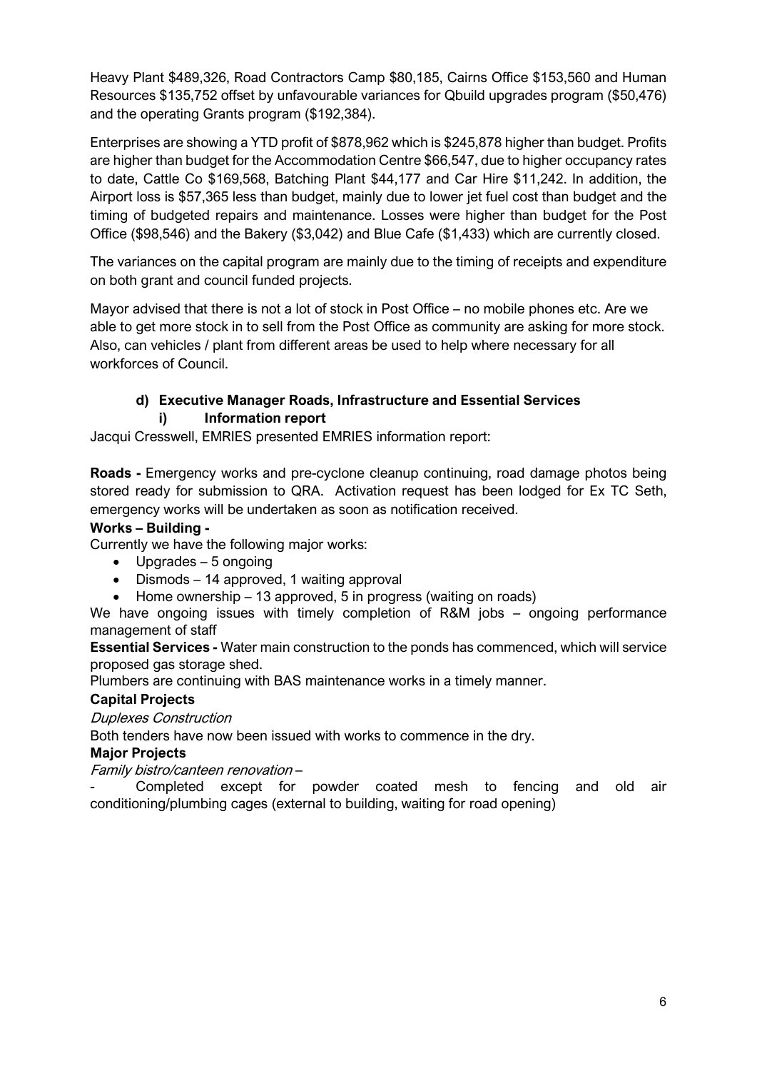Heavy Plant $489,326, Road Contractors Camp $80,185, Cairns Office $153,560 and Human Resources $135,752 offset by unfavourable variances for Qbuild upgrades program ($50,476) and the operating Grants program ($192,384).

Enterprises are showing a YTD profit of $878,962 which is $245,878 higher than budget. Profits are higher than budget for the Accommodation Centre $66,547, due to higher occupancy rates to date, Cattle Co $169,568, Batching Plant $44,177 and Car Hire $11,242. In addition, the Airport loss is $57,365 less than budget, mainly due to lower jet fuel cost than budget and the timing of budgeted repairs and maintenance. Losses were higher than budget for the Post Office ($98,546) and the Bakery ($3,042) and Blue Cafe ($1,433) which are currently closed.

The variances on the capital program are mainly due to the timing of receipts and expenditure on both grant and council funded projects.

Mayor advised that there is not a lot of stock in Post Office – no mobile phones etc. Are we able to get more stock in to sell from the Post Office as community are asking for more stock. Also, can vehicles / plant from different areas be used to help where necessary for all workforces of Council.

### d) Executive Manager Roads, Infrastructure and Essential Services

#### i) Information report

Jacqui Cresswell, EMRIES presented EMRIES information report:

**Roads -** Emergency works and pre-cyclone cleanup continuing, road damage photos being stored ready for submission to QRA. Activation request has been lodged for Ex TC Seth, emergency works will be undertaken as soon as notification received.

**Works – Building -**

Currently we have the following major works:

- Upgrades – 5 ongoing
- Dismods – 14 approved, 1 waiting approval
- Home ownership – 13 approved, 5 in progress (waiting on roads)

We have ongoing issues with timely completion of R&M jobs – ongoing performance management of staff

**Essential Services -** Water main construction to the ponds has commenced, which will service proposed gas storage shed.

Plumbers are continuing with BAS maintenance works in a timely manner.

**Capital Projects**

*Duplexes Construction*

Both tenders have now been issued with works to commence in the dry.

**Major Projects**

*Family bistro/canteen renovation –*

- Completed except for powder coated mesh to fencing and old air conditioning/plumbing cages (external to building, waiting for road opening)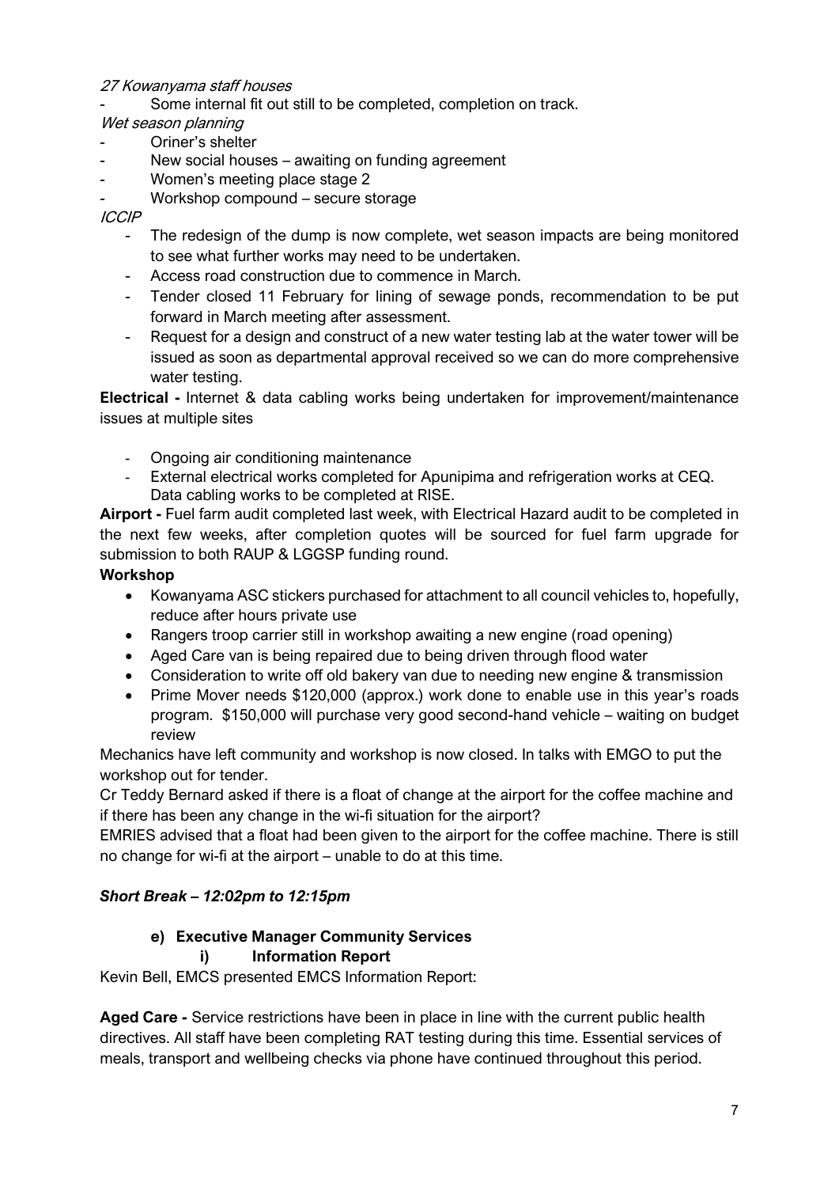*27 Kowanyama staff houses*

- Some internal fit out still to be completed, completion on track.

*Wet season planning*

- Oriner's shelter
- New social houses – awaiting on funding agreement
- Women's meeting place stage 2
- Workshop compound – secure storage

*ICCIP*

- The redesign of the dump is now complete, wet season impacts are being monitored to see what further works may need to be undertaken.
- Access road construction due to commence in March.
- Tender closed 11 February for lining of sewage ponds, recommendation to be put forward in March meeting after assessment.
- Request for a design and construct of a new water testing lab at the water tower will be issued as soon as departmental approval received so we can do more comprehensive water testing.

**Electrical -** Internet & data cabling works being undertaken for improvement/maintenance issues at multiple sites

- Ongoing air conditioning maintenance
- External electrical works completed for Apunipima and refrigeration works at CEQ. Data cabling works to be completed at RISE.

**Airport -** Fuel farm audit completed last week, with Electrical Hazard audit to be completed in the next few weeks, after completion quotes will be sourced for fuel farm upgrade for submission to both RAUP & LGGSP funding round.

**Workshop**

- Kowanyama ASC stickers purchased for attachment to all council vehicles to, hopefully, reduce after hours private use
- Rangers troop carrier still in workshop awaiting a new engine (road opening)
- Aged Care van is being repaired due to being driven through flood water
- Consideration to write off old bakery van due to needing new engine & transmission
- Prime Mover needs $120,000 (approx.) work done to enable use in this year's roads program. $150,000 will purchase very good second-hand vehicle – waiting on budget review

Mechanics have left community and workshop is now closed. In talks with EMGO to put the workshop out for tender.

Cr Teddy Bernard asked if there is a float of change at the airport for the coffee machine and if there has been any change in the wi-fi situation for the airport?

EMRIES advised that a float had been given to the airport for the coffee machine. There is still no change for wi-fi at the airport – unable to do at this time.

***Short Break – 12:02pm to 12:15pm***

**e) Executive Manager Community Services**

**i) Information Report**

Kevin Bell, EMCS presented EMCS Information Report:

**Aged Care -** Service restrictions have been in place in line with the current public health directives. All staff have been completing RAT testing during this time. Essential services of meals, transport and wellbeing checks via phone have continued throughout this period.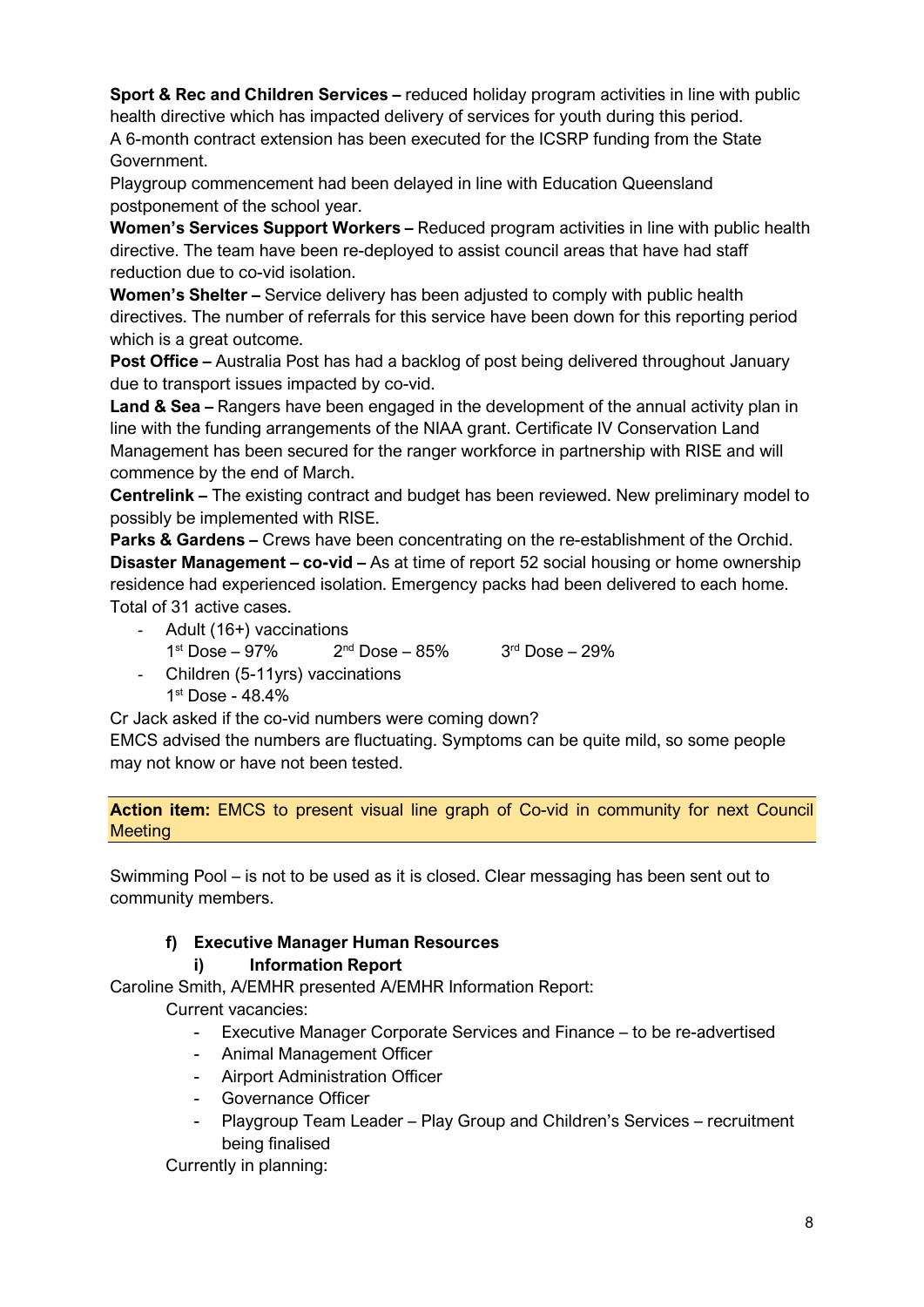**Sport & Rec and Children Services –** reduced holiday program activities in line with public health directive which has impacted delivery of services for youth during this period.
A 6-month contract extension has been executed for the ICSRP funding from the State Government.
Playgroup commencement had been delayed in line with Education Queensland postponement of the school year.
**Women's Services Support Workers –** Reduced program activities in line with public health directive. The team have been re-deployed to assist council areas that have had staff reduction due to co-vid isolation.
**Women's Shelter –** Service delivery has been adjusted to comply with public health directives. The number of referrals for this service have been down for this reporting period which is a great outcome.
**Post Office –** Australia Post has had a backlog of post being delivered throughout January due to transport issues impacted by co-vid.
**Land & Sea –** Rangers have been engaged in the development of the annual activity plan in line with the funding arrangements of the NIAA grant. Certificate IV Conservation Land Management has been secured for the ranger workforce in partnership with RISE and will commence by the end of March.
**Centrelink –** The existing contract and budget has been reviewed. New preliminary model to possibly be implemented with RISE.
**Parks & Gardens –** Crews have been concentrating on the re-establishment of the Orchid.
**Disaster Management – co-vid –** As at time of report 52 social housing or home ownership residence had experienced isolation. Emergency packs had been delivered to each home. Total of 31 active cases.

- Adult (16+) vaccinations
  1st Dose – 97% 2nd Dose – 85% 3rd Dose – 29%
- Children (5-11yrs) vaccinations
  1st Dose - 48.4%

Cr Jack asked if the co-vid numbers were coming down?
EMCS advised the numbers are fluctuating. Symptoms can be quite mild, so some people may not know or have not been tested.

**Action item:** EMCS to present visual line graph of Co-vid in community for next Council Meeting

Swimming Pool – is not to be used as it is closed. Clear messaging has been sent out to community members.

**f) Executive Manager Human Resources**

**i) Information Report**

Caroline Smith, A/EMHR presented A/EMHR Information Report:

Current vacancies:

- Executive Manager Corporate Services and Finance – to be re-advertised
- Animal Management Officer
- Airport Administration Officer
- Governance Officer
- Playgroup Team Leader – Play Group and Children's Services – recruitment being finalised

Currently in planning: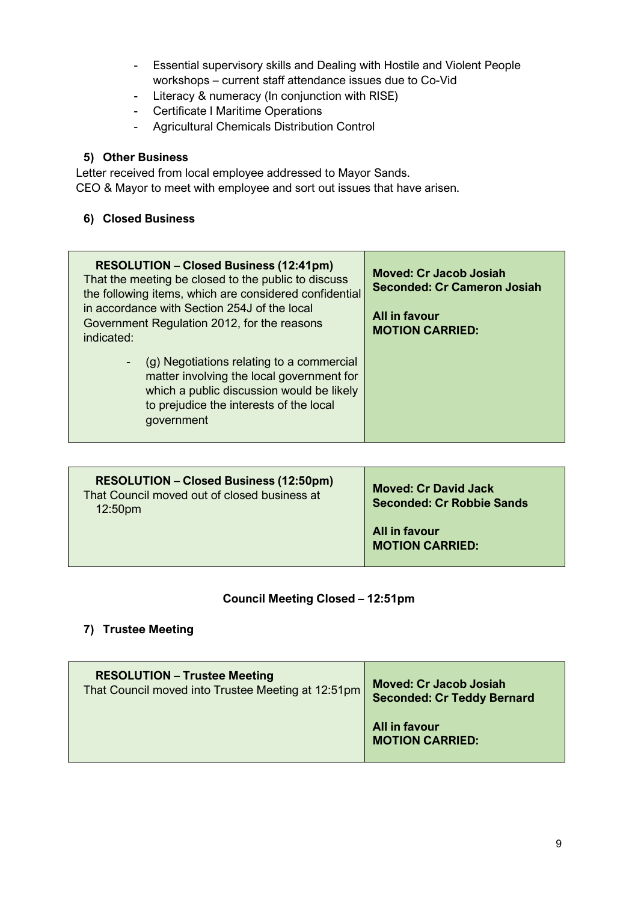- Essential supervisory skills and Dealing with Hostile and Violent People workshops – current staff attendance issues due to Co-Vid
- Literacy & numeracy (In conjunction with RISE)
- Certificate I Maritime Operations
- Agricultural Chemicals Distribution Control

### 5) Other Business

Letter received from local employee addressed to Mayor Sands.
CEO & Mayor to meet with employee and sort out issues that have arisen.

### 6) Closed Business

| **RESOLUTION – Closed Business (12:41pm)**<br>That the meeting be closed to the public to discuss the following items, which are considered confidential in accordance with Section 254J of the local Government Regulation 2012, for the reasons indicated:<br>- (g) Negotiations relating to a commercial matter involving the local government for which a public discussion would be likely to prejudice the interests of the local government | **Moved: Cr Jacob Josiah**<br>**Seconded: Cr Cameron Josiah**<br><br>**All in favour**<br>**MOTION CARRIED:** |
|---|---|

| **RESOLUTION – Closed Business (12:50pm)**<br>That Council moved out of closed business at 12:50pm | **Moved: Cr David Jack**<br>**Seconded: Cr Robbie Sands**<br><br>**All in favour**<br>**MOTION CARRIED:** |
|---|---|

**Council Meeting Closed – 12:51pm**

### 7) Trustee Meeting

| **RESOLUTION – Trustee Meeting**<br>That Council moved into Trustee Meeting at 12:51pm | **Moved: Cr Jacob Josiah**<br>**Seconded: Cr Teddy Bernard**<br><br>**All in favour**<br>**MOTION CARRIED:** |
|---|---|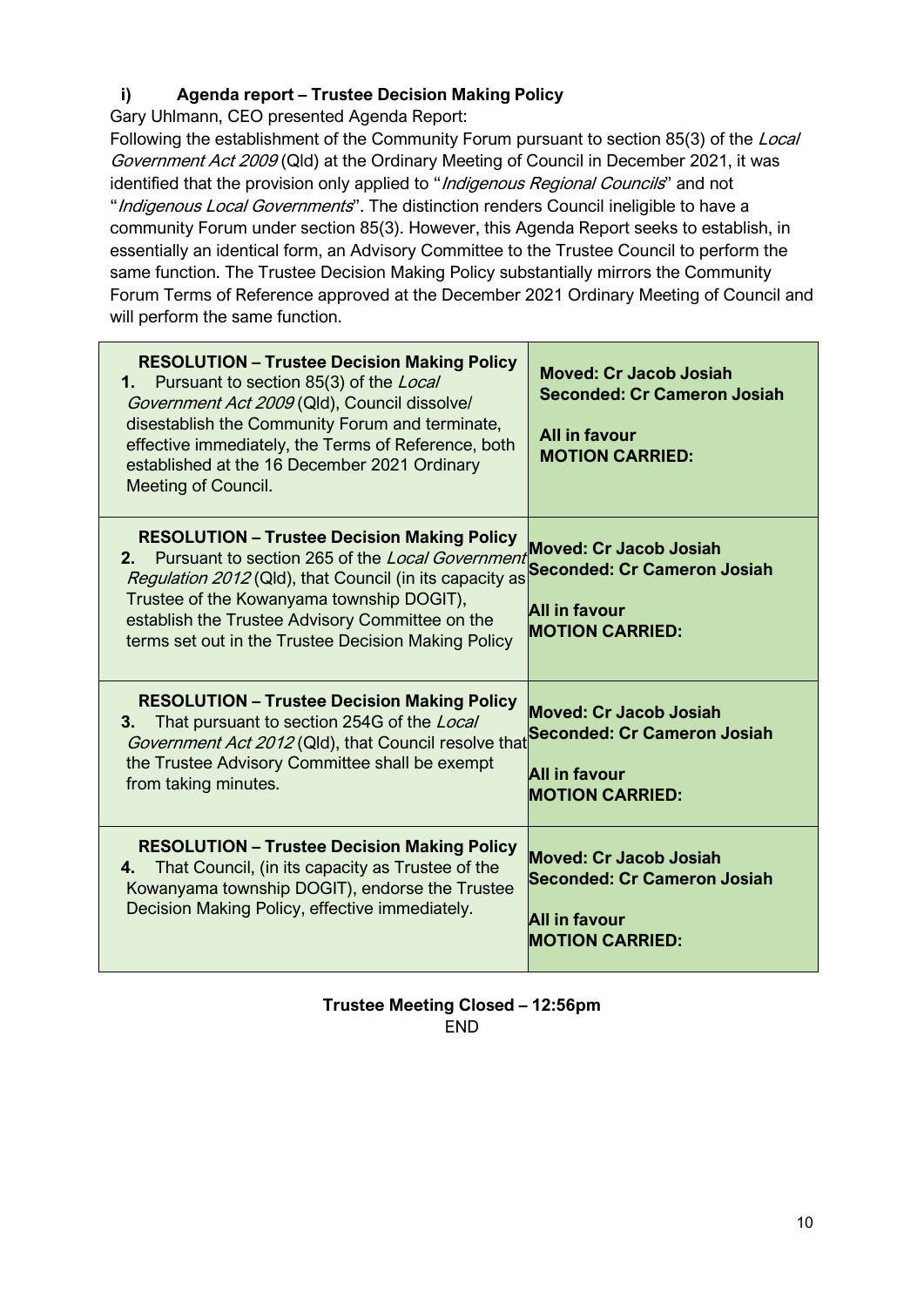### i) Agenda report – Trustee Decision Making Policy

Gary Uhlmann, CEO presented Agenda Report:

Following the establishment of the Community Forum pursuant to section 85(3) of the *Local Government Act 2009* (Qld) at the Ordinary Meeting of Council in December 2021, it was identified that the provision only applied to "*Indigenous Regional Councils*" and not "*Indigenous Local Governments*". The distinction renders Council ineligible to have a community Forum under section 85(3). However, this Agenda Report seeks to establish, in essentially an identical form, an Advisory Committee to the Trustee Council to perform the same function. The Trustee Decision Making Policy substantially mirrors the Community Forum Terms of Reference approved at the December 2021 Ordinary Meeting of Council and will perform the same function.

| | |
|---|---|
| **RESOLUTION – Trustee Decision Making Policy**<br>**1.** Pursuant to section 85(3) of the *Local Government Act 2009* (Qld), Council dissolve/ disestablish the Community Forum and terminate, effective immediately, the Terms of Reference, both established at the 16 December 2021 Ordinary Meeting of Council. | **Moved: Cr Jacob Josiah**<br>**Seconded: Cr Cameron Josiah**<br><br>**All in favour**<br>**MOTION CARRIED:** |
| **RESOLUTION – Trustee Decision Making Policy**<br>**2.** Pursuant to section 265 of the *Local Government Regulation 2012* (Qld), that Council (in its capacity as Trustee of the Kowanyama township DOGIT), establish the Trustee Advisory Committee on the terms set out in the Trustee Decision Making Policy | **Moved: Cr Jacob Josiah**<br>**Seconded: Cr Cameron Josiah**<br><br>**All in favour**<br>**MOTION CARRIED:** |
| **RESOLUTION – Trustee Decision Making Policy**<br>**3.** That pursuant to section 254G of the *Local Government Act 2012* (Qld), that Council resolve that the Trustee Advisory Committee shall be exempt from taking minutes. | **Moved: Cr Jacob Josiah**<br>**Seconded: Cr Cameron Josiah**<br><br>**All in favour**<br>**MOTION CARRIED:** |
| **RESOLUTION – Trustee Decision Making Policy**<br>**4.** That Council, (in its capacity as Trustee of the Kowanyama township DOGIT), endorse the Trustee Decision Making Policy, effective immediately. | **Moved: Cr Jacob Josiah**<br>**Seconded: Cr Cameron Josiah**<br><br>**All in favour**<br>**MOTION CARRIED:** |

**Trustee Meeting Closed – 12:56pm**

END